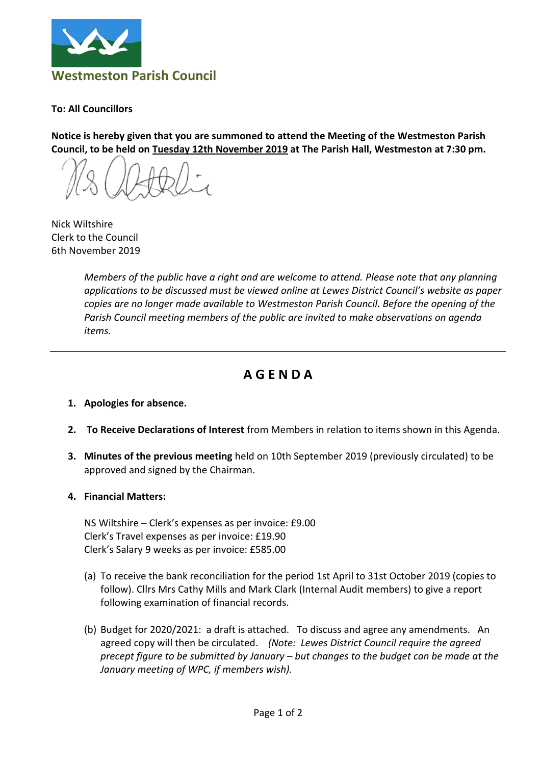**Westmeston Parish Council**

**To: All Councillors**

**Notice is hereby given that you are summoned to attend the Meeting of the Westmeston Parish Council, to be held on <u>Tuesday 12th November 2019</u> at The Parish Hall, Westmeston at 7:30 pm.**

Nick Wiltshire
Clerk to the Council
6th November 2019

*Members of the public have a right and are welcome to attend. Please note that any planning applications to be discussed must be viewed online at Lewes District Council's website as paper copies are no longer made available to Westmeston Parish Council. Before the opening of the Parish Council meeting members of the public are invited to make observations on agenda items.*

---

# A G E N D A

1. **Apologies for absence.**

2. **To Receive Declarations of Interest** from Members in relation to items shown in this Agenda.

3. **Minutes of the previous meeting** held on 10th September 2019 (previously circulated) to be approved and signed by the Chairman.

4. **Financial Matters:**

   NS Wiltshire – Clerk's expenses as per invoice: £9.00
   Clerk's Travel expenses as per invoice: £19.90
   Clerk's Salary 9 weeks as per invoice: £585.00

   (a) To receive the bank reconciliation for the period 1st April to 31st October 2019 (copies to follow). Cllrs Mrs Cathy Mills and Mark Clark (Internal Audit members) to give a report following examination of financial records.

   (b) Budget for 2020/2021: a draft is attached. To discuss and agree any amendments. An agreed copy will then be circulated. *(Note: Lewes District Council require the agreed precept figure to be submitted by January – but changes to the budget can be made at the January meeting of WPC, if members wish).*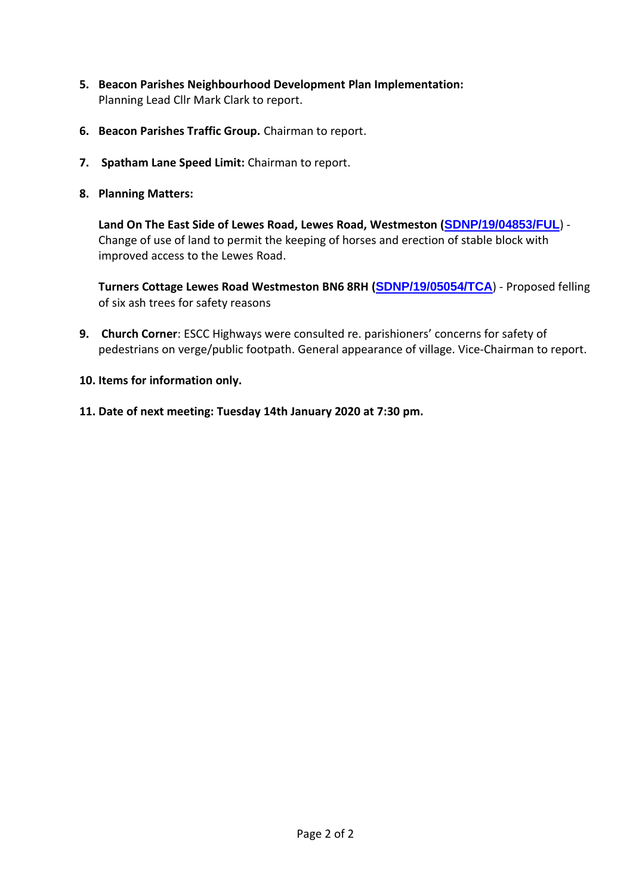5. **Beacon Parishes Neighbourhood Development Plan Implementation:** Planning Lead Cllr Mark Clark to report.

6. **Beacon Parishes Traffic Group.** Chairman to report.

7. **Spatham Lane Speed Limit:** Chairman to report.

8. **Planning Matters:**

   **Land On The East Side of Lewes Road, Lewes Road, Westmeston (SDNP/19/04853/FUL)** - Change of use of land to permit the keeping of horses and erection of stable block with improved access to the Lewes Road.

   **Turners Cottage Lewes Road Westmeston BN6 8RH (SDNP/19/05054/TCA)** - Proposed felling of six ash trees for safety reasons

9. **Church Corner**: ESCC Highways were consulted re. parishioners' concerns for safety of pedestrians on verge/public footpath. General appearance of village. Vice-Chairman to report.

10. **Items for information only.**

11. **Date of next meeting: Tuesday 14th January 2020 at 7:30 pm.**